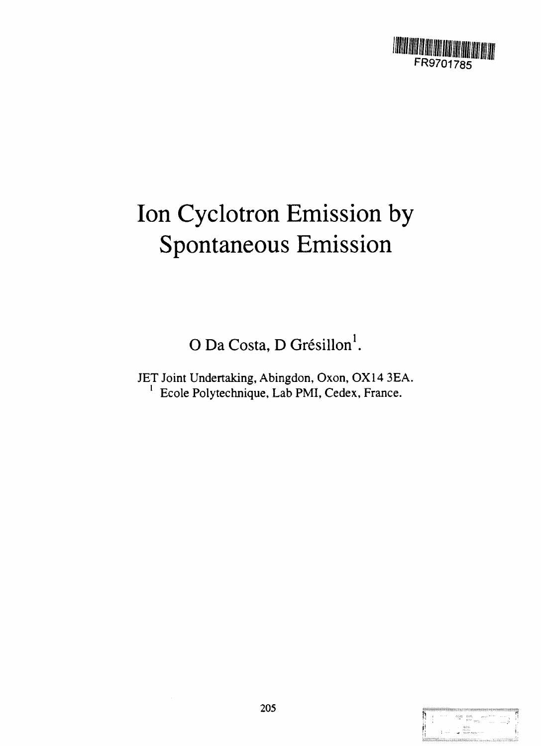FR9701785

# Ion Cyclotron Emission by Spontaneous Emission

O Da Costa, D Grésillon[1].

JET Joint Undertaking, Abingdon, Oxon, OX14 3EA.
[1] Ecole Polytechnique, Lab PMI, Cedex, France.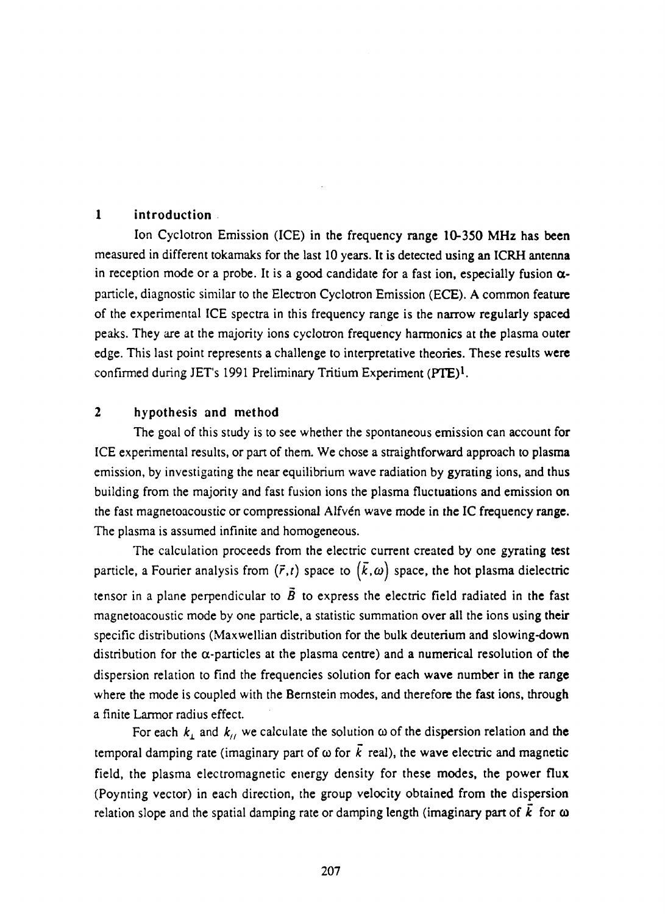## 1 introduction

Ion Cyclotron Emission (ICE) in the frequency range 10-350 MHz has been measured in different tokamaks for the last 10 years. It is detected using an ICRH antenna in reception mode or a probe. It is a good candidate for a fast ion, especially fusion $\alpha$-particle, diagnostic similar to the Electron Cyclotron Emission (ECE). A common feature of the experimental ICE spectra in this frequency range is the narrow regularly spaced peaks. They are at the majority ions cyclotron frequency harmonics at the plasma outer edge. This last point represents a challenge to interpretative theories. These results were confirmed during JET's 1991 Preliminary Tritium Experiment (PTE)[1].

## 2 hypothesis and method

The goal of this study is to see whether the spontaneous emission can account for ICE experimental results, or part of them. We chose a straightforward approach to plasma emission, by investigating the near equilibrium wave radiation by gyrating ions, and thus building from the majority and fast fusion ions the plasma fluctuations and emission on the fast magnetoacoustic or compressional Alfvén wave mode in the IC frequency range. The plasma is assumed infinite and homogeneous.

The calculation proceeds from the electric current created by one gyrating test particle, a Fourier analysis from $(\vec{r},t)$ space to $(\vec{k},\omega)$ space, the hot plasma dielectric tensor in a plane perpendicular to $\vec{B}$ to express the electric field radiated in the fast magnetoacoustic mode by one particle, a statistic summation over all the ions using their specific distributions (Maxwellian distribution for the bulk deuterium and slowing-down distribution for the $\alpha$-particles at the plasma centre) and a numerical resolution of the dispersion relation to find the frequencies solution for each wave number in the range where the mode is coupled with the Bernstein modes, and therefore the fast ions, through a finite Larmor radius effect.

For each $k_\perp$ and $k_{//}$ we calculate the solution $\omega$ of the dispersion relation and the temporal damping rate (imaginary part of $\omega$ for $\vec{k}$ real), the wave electric and magnetic field, the plasma electromagnetic energy density for these modes, the power flux (Poynting vector) in each direction, the group velocity obtained from the dispersion relation slope and the spatial damping rate or damping length (imaginary part of $\vec{k}$ for $\omega$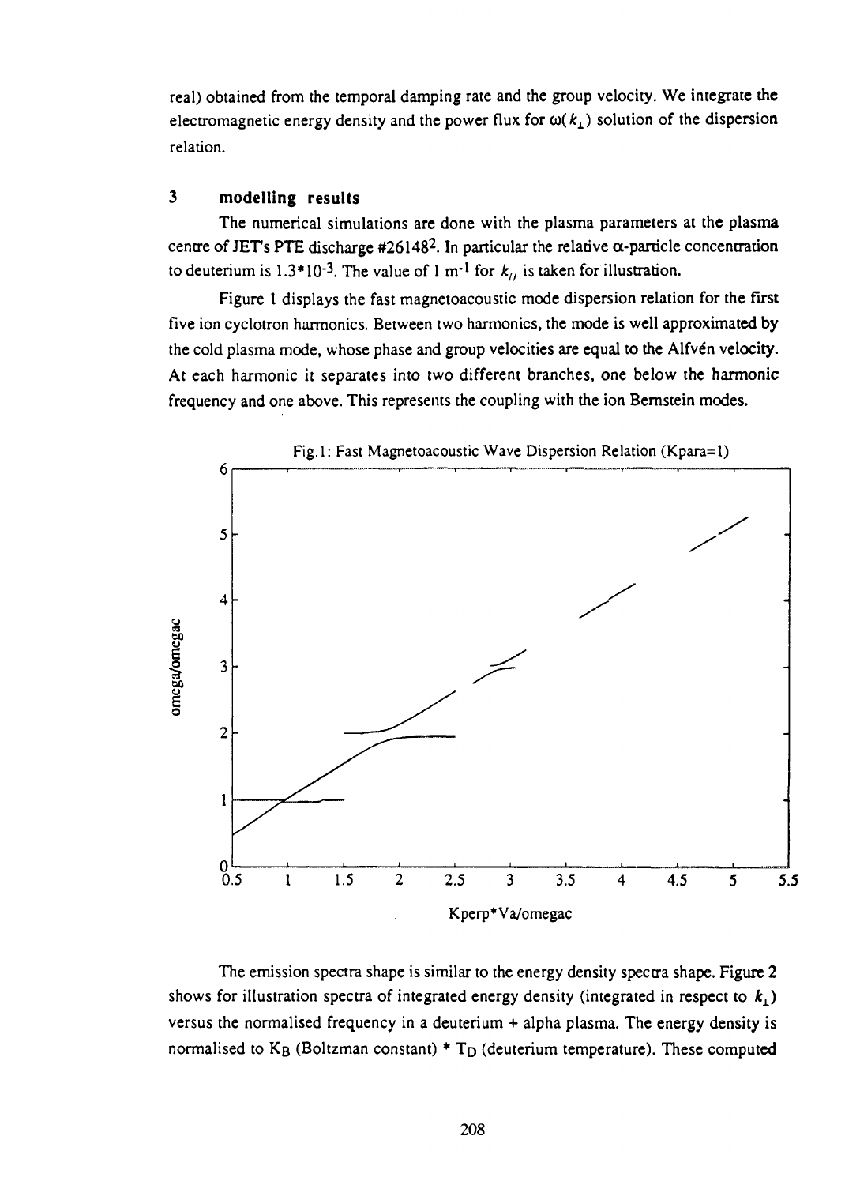real) obtained from the temporal damping rate and the group velocity. We integrate the electromagnetic energy density and the power flux for $\omega(k_\perp)$ solution of the dispersion relation.

## 3 modelling results

The numerical simulations are done with the plasma parameters at the plasma centre of JET's PTE discharge #26148[2]. In particular the relative α-particle concentration to deuterium is $1.3*10^{-3}$. The value of $1\ m^{-1}$ for $k_{//}$ is taken for illustration.

Figure 1 displays the fast magnetoacoustic mode dispersion relation for the first five ion cyclotron harmonics. Between two harmonics, the mode is well approximated by the cold plasma mode, whose phase and group velocities are equal to the Alfvén velocity. At each harmonic it separates into two different branches, one below the harmonic frequency and one above. This represents the coupling with the ion Bernstein modes.

Fig.1: Fast Magnetoacoustic Wave Dispersion Relation (Kpara=1)

The emission spectra shape is similar to the energy density spectra shape. Figure 2 shows for illustration spectra of integrated energy density (integrated in respect to $k_\perp$) versus the normalised frequency in a deuterium + alpha plasma. The energy density is normalised to $K_B$ (Boltzman constant) * $T_D$ (deuterium temperature). These computed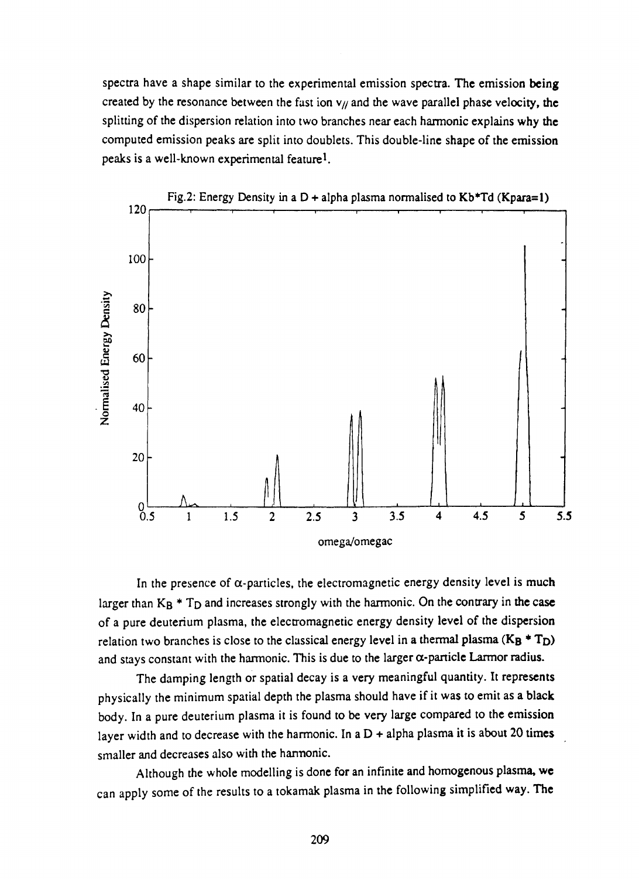spectra have a shape similar to the experimental emission spectra. The emission being created by the resonance between the fast ion $v_{//}$ and the wave parallel phase velocity, the splitting of the dispersion relation into two branches near each harmonic explains why the computed emission peaks are split into doublets. This double-line shape of the emission peaks is a well-known experimental feature[1].

Fig.2: Energy Density in a D + alpha plasma normalised to Kb*Td (Kpara=1)

In the presence of $\alpha$-particles, the electromagnetic energy density level is much larger than $K_B * T_D$ and increases strongly with the harmonic. On the contrary in the case of a pure deuterium plasma, the electromagnetic energy density level of the dispersion relation two branches is close to the classical energy level in a thermal plasma ($K_B * T_D$) and stays constant with the harmonic. This is due to the larger $\alpha$-particle Larmor radius.

The damping length or spatial decay is a very meaningful quantity. It represents physically the minimum spatial depth the plasma should have if it was to emit as a black body. In a pure deuterium plasma it is found to be very large compared to the emission layer width and to decrease with the harmonic. In a D + alpha plasma it is about 20 times smaller and decreases also with the harmonic.

Although the whole modelling is done for an infinite and homogenous plasma, we can apply some of the results to a tokamak plasma in the following simplified way. The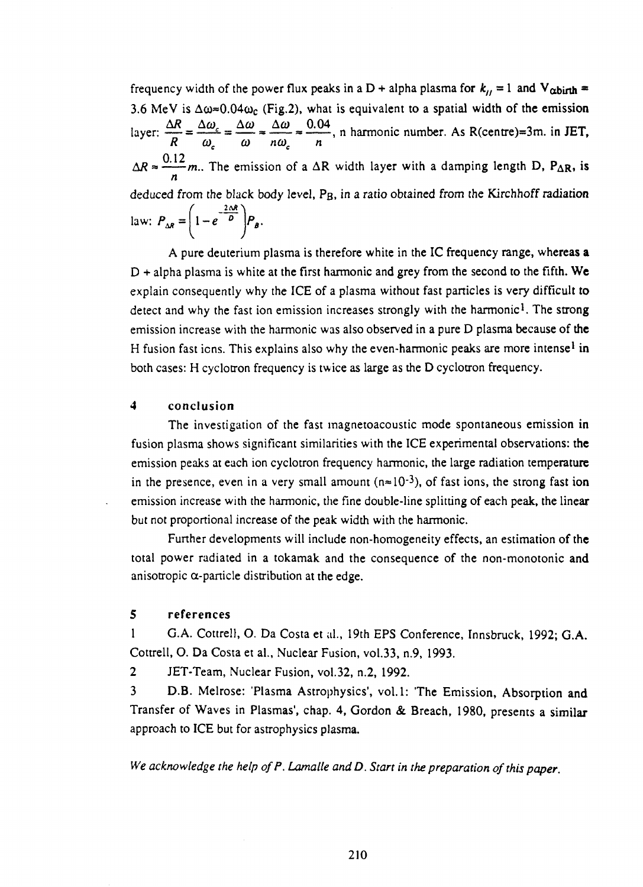frequency width of the power flux peaks in a D + alpha plasma for $k_{//} = 1$ and $V_{\alpha birth}$ = 3.6 MeV is $\Delta\omega \approx 0.04\omega_c$ (Fig.2), what is equivalent to a spatial width of the emission layer: $\frac{\Delta R}{R} = \frac{\Delta\omega_c}{\omega_c} = \frac{\Delta\omega}{\omega} \approx \frac{\Delta\omega}{n\omega_c} \approx \frac{0.04}{n}$, n harmonic number. As R(centre)=3m. in JET, $\Delta R \approx \frac{0.12}{n} m.$. The emission of a $\Delta R$ width layer with a damping length D, $P_{\Delta R}$, is deduced from the black body level, $P_B$, in a ratio obtained from the Kirchhoff radiation law: $P_{\Delta R} = \left(1 - e^{-\frac{2\Delta R}{D}}\right) P_B$.

A pure deuterium plasma is therefore white in the IC frequency range, whereas a D + alpha plasma is white at the first harmonic and grey from the second to the fifth. We explain consequently why the ICE of a plasma without fast particles is very difficult to detect and why the fast ion emission increases strongly with the harmonic[1]. The strong emission increase with the harmonic was also observed in a pure D plasma because of the H fusion fast ions. This explains also why the even-harmonic peaks are more intense[1] in both cases: H cyclotron frequency is twice as large as the D cyclotron frequency.

## 4 conclusion

The investigation of the fast magnetoacoustic mode spontaneous emission in fusion plasma shows significant similarities with the ICE experimental observations: the emission peaks at each ion cyclotron frequency harmonic, the large radiation temperature in the presence, even in a very small amount ($n \approx 10^{-3}$), of fast ions, the strong fast ion emission increase with the harmonic, the fine double-line splitting of each peak, the linear but not proportional increase of the peak width with the harmonic.

Further developments will include non-homogeneity effects, an estimation of the total power radiated in a tokamak and the consequence of the non-monotonic and anisotropic $\alpha$-particle distribution at the edge.

## 5 references

1 G.A. Cottrell, O. Da Costa et al., 19th EPS Conference, Innsbruck, 1992; G.A. Cottrell, O. Da Costa et al., Nuclear Fusion, vol.33, n.9, 1993.

2 JET-Team, Nuclear Fusion, vol.32, n.2, 1992.

3 D.B. Melrose: 'Plasma Astrophysics', vol.1: 'The Emission, Absorption and Transfer of Waves in Plasmas', chap. 4, Gordon & Breach, 1980, presents a similar approach to ICE but for astrophysics plasma.

*We acknowledge the help of P. Lamalle and D. Start in the preparation of this paper.*